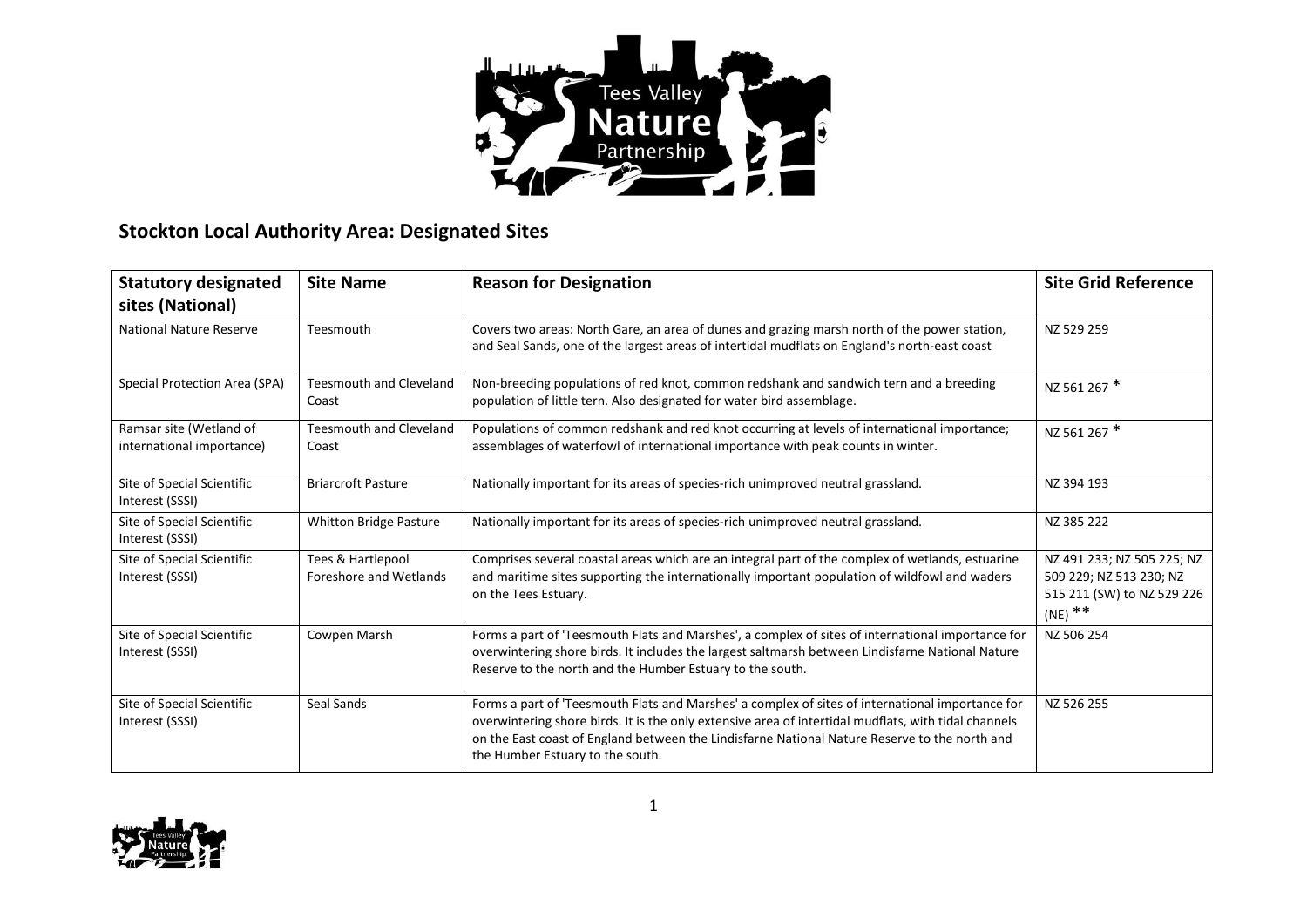## Stockton Local Authority Area: Designated Sites

| Statutory designated sites (National) | Site Name | Reason for Designation | Site Grid Reference |
|---|---|---|---|
| National Nature Reserve | Teesmouth | Covers two areas: North Gare, an area of dunes and grazing marsh north of the power station, and Seal Sands, one of the largest areas of intertidal mudflats on England's north-east coast | NZ 529 259 |
| Special Protection Area (SPA) | Teesmouth and Cleveland Coast | Non-breeding populations of red knot, common redshank and sandwich tern and a breeding population of little tern. Also designated for water bird assemblage. | NZ 561 267 * |
| Ramsar site (Wetland of international importance) | Teesmouth and Cleveland Coast | Populations of common redshank and red knot occurring at levels of international importance; assemblages of waterfowl of international importance with peak counts in winter. | NZ 561 267 * |
| Site of Special Scientific Interest (SSSI) | Briarcroft Pasture | Nationally important for its areas of species-rich unimproved neutral grassland. | NZ 394 193 |
| Site of Special Scientific Interest (SSSI) | Whitton Bridge Pasture | Nationally important for its areas of species-rich unimproved neutral grassland. | NZ 385 222 |
| Site of Special Scientific Interest (SSSI) | Tees & Hartlepool Foreshore and Wetlands | Comprises several coastal areas which are an integral part of the complex of wetlands, estuarine and maritime sites supporting the internationally important population of wildfowl and waders on the Tees Estuary. | NZ 491 233; NZ 505 225; NZ 509 229; NZ 513 230; NZ 515 211 (SW) to NZ 529 226 (NE) ** |
| Site of Special Scientific Interest (SSSI) | Cowpen Marsh | Forms a part of 'Teesmouth Flats and Marshes', a complex of sites of international importance for overwintering shore birds. It includes the largest saltmarsh between Lindisfarne National Nature Reserve to the north and the Humber Estuary to the south. | NZ 506 254 |
| Site of Special Scientific Interest (SSSI) | Seal Sands | Forms a part of 'Teesmouth Flats and Marshes' a complex of sites of international importance for overwintering shore birds. It is the only extensive area of intertidal mudflats, with tidal channels on the East coast of England between the Lindisfarne National Nature Reserve to the north and the Humber Estuary to the south. | NZ 526 255 |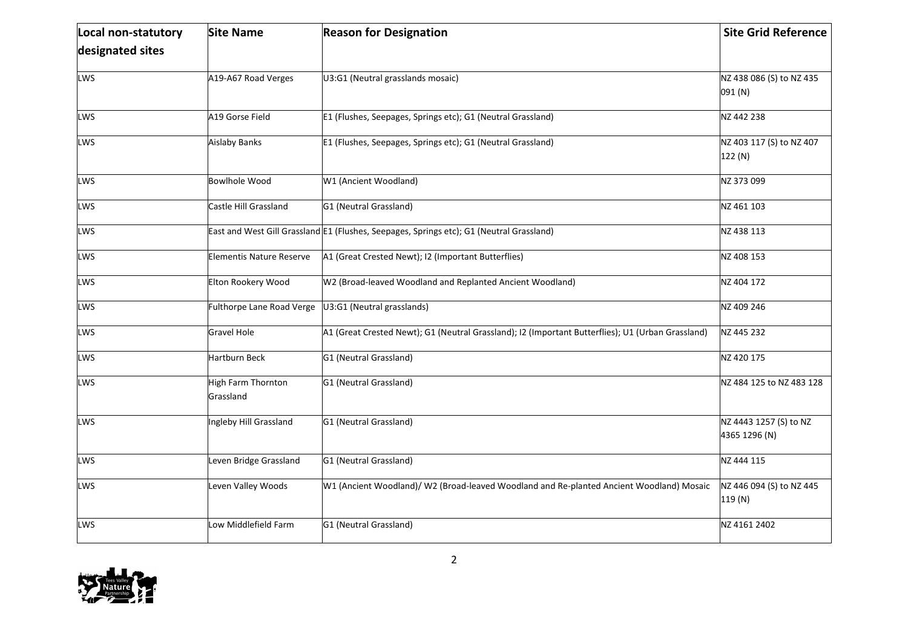| Local non-statutory designated sites | Site Name | Reason for Designation | Site Grid Reference |
|---|---|---|---|
| LWS | A19-A67 Road Verges | U3:G1 (Neutral grasslands mosaic) | NZ 438 086 (S) to NZ 435 091 (N) |
| LWS | A19 Gorse Field | E1 (Flushes, Seepages, Springs etc); G1 (Neutral Grassland) | NZ 442 238 |
| LWS | Aislaby Banks | E1 (Flushes, Seepages, Springs etc); G1 (Neutral Grassland) | NZ 403 117 (S) to NZ 407 122 (N) |
| LWS | Bowlhole Wood | W1 (Ancient Woodland) | NZ 373 099 |
| LWS | Castle Hill Grassland | G1 (Neutral Grassland) | NZ 461 103 |
| LWS | East and West Gill Grassland | E1 (Flushes, Seepages, Springs etc); G1 (Neutral Grassland) | NZ 438 113 |
| LWS | Elementis Nature Reserve | A1 (Great Crested Newt); I2 (Important Butterflies) | NZ 408 153 |
| LWS | Elton Rookery Wood | W2 (Broad-leaved Woodland and Replanted Ancient Woodland) | NZ 404 172 |
| LWS | Fulthorpe Lane Road Verge | U3:G1 (Neutral grasslands) | NZ 409 246 |
| LWS | Gravel Hole | A1 (Great Crested Newt); G1 (Neutral Grassland); I2 (Important Butterflies); U1 (Urban Grassland) | NZ 445 232 |
| LWS | Hartburn Beck | G1 (Neutral Grassland) | NZ 420 175 |
| LWS | High Farm Thornton Grassland | G1 (Neutral Grassland) | NZ 484 125 to NZ 483 128 |
| LWS | Ingleby Hill Grassland | G1 (Neutral Grassland) | NZ 4443 1257 (S) to NZ 4365 1296 (N) |
| LWS | Leven Bridge Grassland | G1 (Neutral Grassland) | NZ 444 115 |
| LWS | Leven Valley Woods | W1 (Ancient Woodland)/ W2 (Broad-leaved Woodland and Re-planted Ancient Woodland) Mosaic | NZ 446 094 (S) to NZ 445 119 (N) |
| LWS | Low Middlefield Farm | G1 (Neutral Grassland) | NZ 4161 2402 |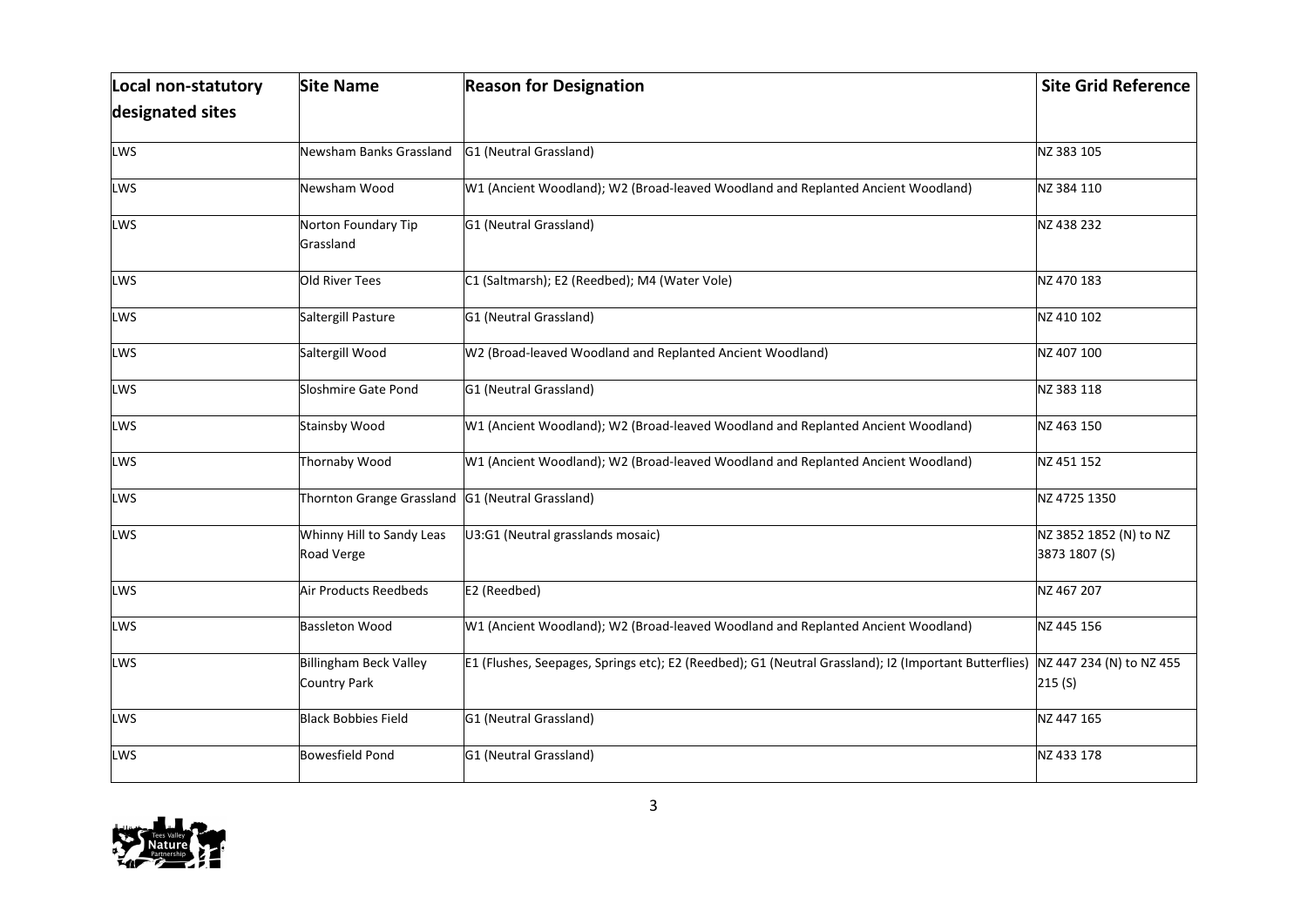| Local non-statutory designated sites | Site Name | Reason for Designation | Site Grid Reference |
|---|---|---|---|
| LWS | Newsham Banks Grassland | G1 (Neutral Grassland) | NZ 383 105 |
| LWS | Newsham Wood | W1 (Ancient Woodland); W2 (Broad-leaved Woodland and Replanted Ancient Woodland) | NZ 384 110 |
| LWS | Norton Foundary Tip Grassland | G1 (Neutral Grassland) | NZ 438 232 |
| LWS | Old River Tees | C1 (Saltmarsh); E2 (Reedbed); M4 (Water Vole) | NZ 470 183 |
| LWS | Saltergill Pasture | G1 (Neutral Grassland) | NZ 410 102 |
| LWS | Saltergill Wood | W2 (Broad-leaved Woodland and Replanted Ancient Woodland) | NZ 407 100 |
| LWS | Sloshmire Gate Pond | G1 (Neutral Grassland) | NZ 383 118 |
| LWS | Stainsby Wood | W1 (Ancient Woodland); W2 (Broad-leaved Woodland and Replanted Ancient Woodland) | NZ 463 150 |
| LWS | Thornaby Wood | W1 (Ancient Woodland); W2 (Broad-leaved Woodland and Replanted Ancient Woodland) | NZ 451 152 |
| LWS | Thornton Grange Grassland | G1 (Neutral Grassland) | NZ 4725 1350 |
| LWS | Whinny Hill to Sandy Leas Road Verge | U3:G1 (Neutral grasslands mosaic) | NZ 3852 1852 (N) to NZ 3873 1807 (S) |
| LWS | Air Products Reedbeds | E2 (Reedbed) | NZ 467 207 |
| LWS | Bassleton Wood | W1 (Ancient Woodland); W2 (Broad-leaved Woodland and Replanted Ancient Woodland) | NZ 445 156 |
| LWS | Billingham Beck Valley Country Park | E1 (Flushes, Seepages, Springs etc); E2 (Reedbed); G1 (Neutral Grassland); I2 (Important Butterflies) | NZ 447 234 (N) to NZ 455 215 (S) |
| LWS | Black Bobbies Field | G1 (Neutral Grassland) | NZ 447 165 |
| LWS | Bowesfield Pond | G1 (Neutral Grassland) | NZ 433 178 |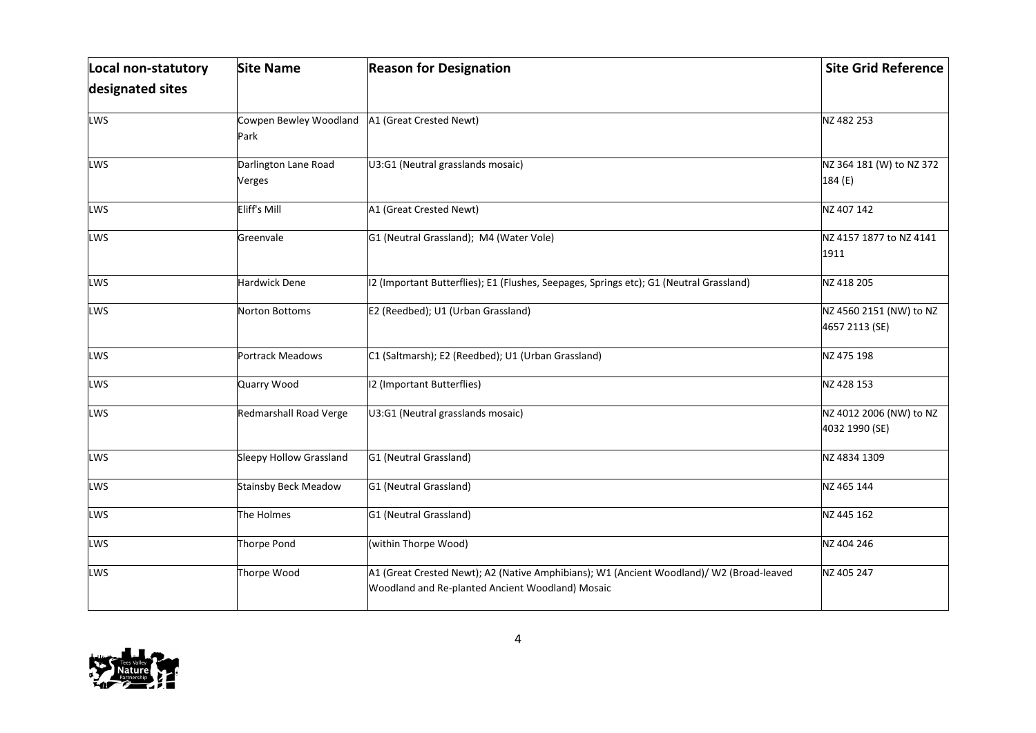| Local non-statutory designated sites | Site Name | Reason for Designation | Site Grid Reference |
|---|---|---|---|
| LWS | Cowpen Bewley Woodland Park | A1 (Great Crested Newt) | NZ 482 253 |
| LWS | Darlington Lane Road Verges | U3:G1 (Neutral grasslands mosaic) | NZ 364 181 (W) to NZ 372 184 (E) |
| LWS | Eliff's Mill | A1 (Great Crested Newt) | NZ 407 142 |
| LWS | Greenvale | G1 (Neutral Grassland); M4 (Water Vole) | NZ 4157 1877 to NZ 4141 1911 |
| LWS | Hardwick Dene | I2 (Important Butterflies); E1 (Flushes, Seepages, Springs etc); G1 (Neutral Grassland) | NZ 418 205 |
| LWS | Norton Bottoms | E2 (Reedbed); U1 (Urban Grassland) | NZ 4560 2151 (NW) to NZ 4657 2113 (SE) |
| LWS | Portrack Meadows | C1 (Saltmarsh); E2 (Reedbed); U1 (Urban Grassland) | NZ 475 198 |
| LWS | Quarry Wood | I2 (Important Butterflies) | NZ 428 153 |
| LWS | Redmarshall Road Verge | U3:G1 (Neutral grasslands mosaic) | NZ 4012 2006 (NW) to NZ 4032 1990 (SE) |
| LWS | Sleepy Hollow Grassland | G1 (Neutral Grassland) | NZ 4834 1309 |
| LWS | Stainsby Beck Meadow | G1 (Neutral Grassland) | NZ 465 144 |
| LWS | The Holmes | G1 (Neutral Grassland) | NZ 445 162 |
| LWS | Thorpe Pond | (within Thorpe Wood) | NZ 404 246 |
| LWS | Thorpe Wood | A1 (Great Crested Newt); A2 (Native Amphibians); W1 (Ancient Woodland)/ W2 (Broad-leaved Woodland and Re-planted Ancient Woodland) Mosaic | NZ 405 247 |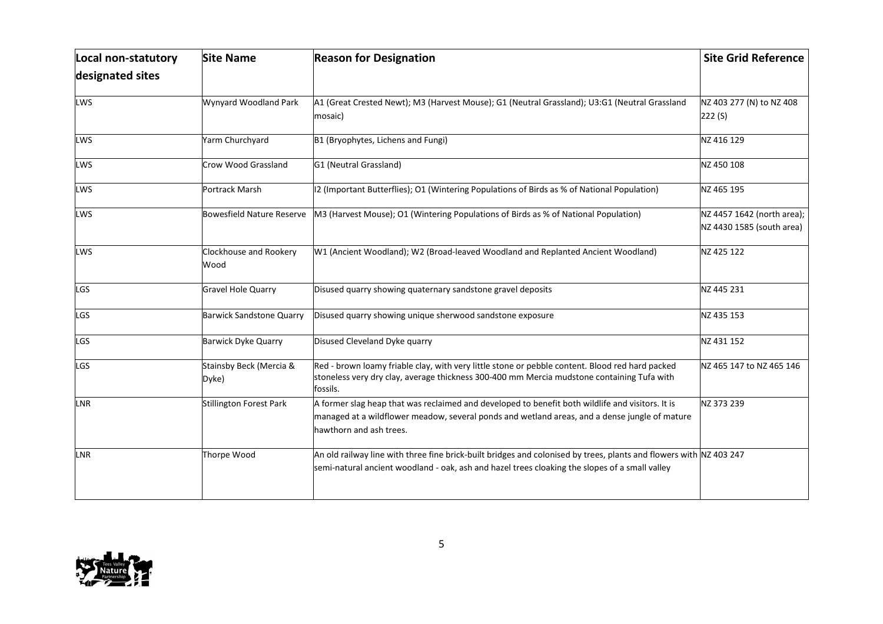| Local non-statutory designated sites | Site Name | Reason for Designation | Site Grid Reference |
|---|---|---|---|
| LWS | Wynyard Woodland Park | A1 (Great Crested Newt); M3 (Harvest Mouse); G1 (Neutral Grassland); U3:G1 (Neutral Grassland mosaic) | NZ 403 277 (N) to NZ 408 222 (S) |
| LWS | Yarm Churchyard | B1 (Bryophytes, Lichens and Fungi) | NZ 416 129 |
| LWS | Crow Wood Grassland | G1 (Neutral Grassland) | NZ 450 108 |
| LWS | Portrack Marsh | I2 (Important Butterflies); O1 (Wintering Populations of Birds as % of National Population) | NZ 465 195 |
| LWS | Bowesfield Nature Reserve | M3 (Harvest Mouse); O1 (Wintering Populations of Birds as % of National Population) | NZ 4457 1642 (north area); NZ 4430 1585 (south area) |
| LWS | Clockhouse and Rookery Wood | W1 (Ancient Woodland); W2 (Broad-leaved Woodland and Replanted Ancient Woodland) | NZ 425 122 |
| LGS | Gravel Hole Quarry | Disused quarry showing quaternary sandstone gravel deposits | NZ 445 231 |
| LGS | Barwick Sandstone Quarry | Disused quarry showing unique sherwood sandstone exposure | NZ 435 153 |
| LGS | Barwick Dyke Quarry | Disused Cleveland Dyke quarry | NZ 431 152 |
| LGS | Stainsby Beck (Mercia & Dyke) | Red - brown loamy friable clay, with very little stone or pebble content. Blood red hard packed stoneless very dry clay, average thickness 300-400 mm Mercia mudstone containing Tufa with fossils. | NZ 465 147 to NZ 465 146 |
| LNR | Stillington Forest Park | A former slag heap that was reclaimed and developed to benefit both wildlife and visitors. It is managed at a wildflower meadow, several ponds and wetland areas, and a dense jungle of mature hawthorn and ash trees. | NZ 373 239 |
| LNR | Thorpe Wood | An old railway line with three fine brick-built bridges and colonised by trees, plants and flowers with semi-natural ancient woodland - oak, ash and hazel trees cloaking the slopes of a small valley | NZ 403 247 |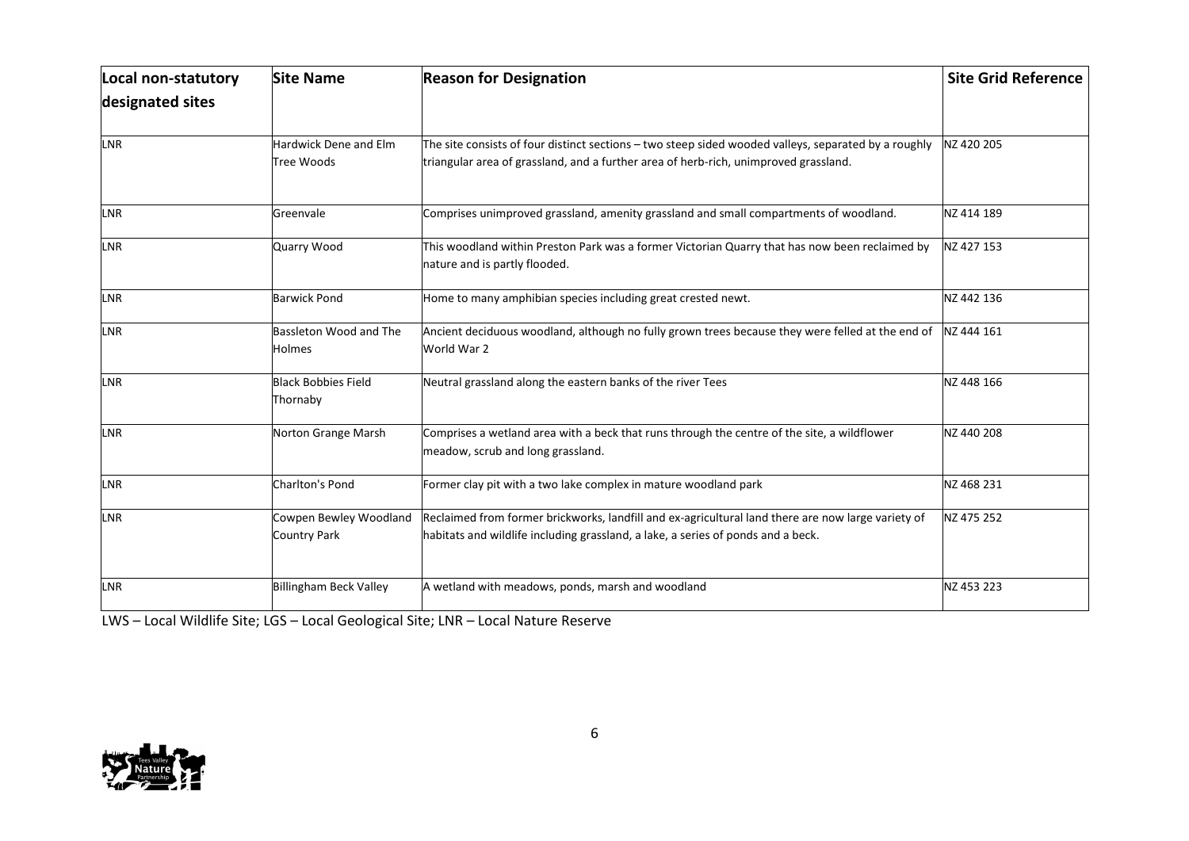| Local non-statutory designated sites | Site Name | Reason for Designation | Site Grid Reference |
| --- | --- | --- | --- |
| LNR | Hardwick Dene and Elm Tree Woods | The site consists of four distinct sections – two steep sided wooded valleys, separated by a roughly triangular area of grassland, and a further area of herb-rich, unimproved grassland. | NZ 420 205 |
| LNR | Greenvale | Comprises unimproved grassland, amenity grassland and small compartments of woodland. | NZ 414 189 |
| LNR | Quarry Wood | This woodland within Preston Park was a former Victorian Quarry that has now been reclaimed by nature and is partly flooded. | NZ 427 153 |
| LNR | Barwick Pond | Home to many amphibian species including great crested newt. | NZ 442 136 |
| LNR | Bassleton Wood and The Holmes | Ancient deciduous woodland, although no fully grown trees because they were felled at the end of World War 2 | NZ 444 161 |
| LNR | Black Bobbies Field Thornaby | Neutral grassland along the eastern banks of the river Tees | NZ 448 166 |
| LNR | Norton Grange Marsh | Comprises a wetland area with a beck that runs through the centre of the site, a wildflower meadow, scrub and long grassland. | NZ 440 208 |
| LNR | Charlton's Pond | Former clay pit with a two lake complex in mature woodland park | NZ 468 231 |
| LNR | Cowpen Bewley Woodland Country Park | Reclaimed from former brickworks, landfill and ex-agricultural land there are now large variety of habitats and wildlife including grassland, a lake, a series of ponds and a beck. | NZ 475 252 |
| LNR | Billingham Beck Valley | A wetland with meadows, ponds, marsh and woodland | NZ 453 223 |

LWS – Local Wildlife Site; LGS – Local Geological Site; LNR – Local Nature Reserve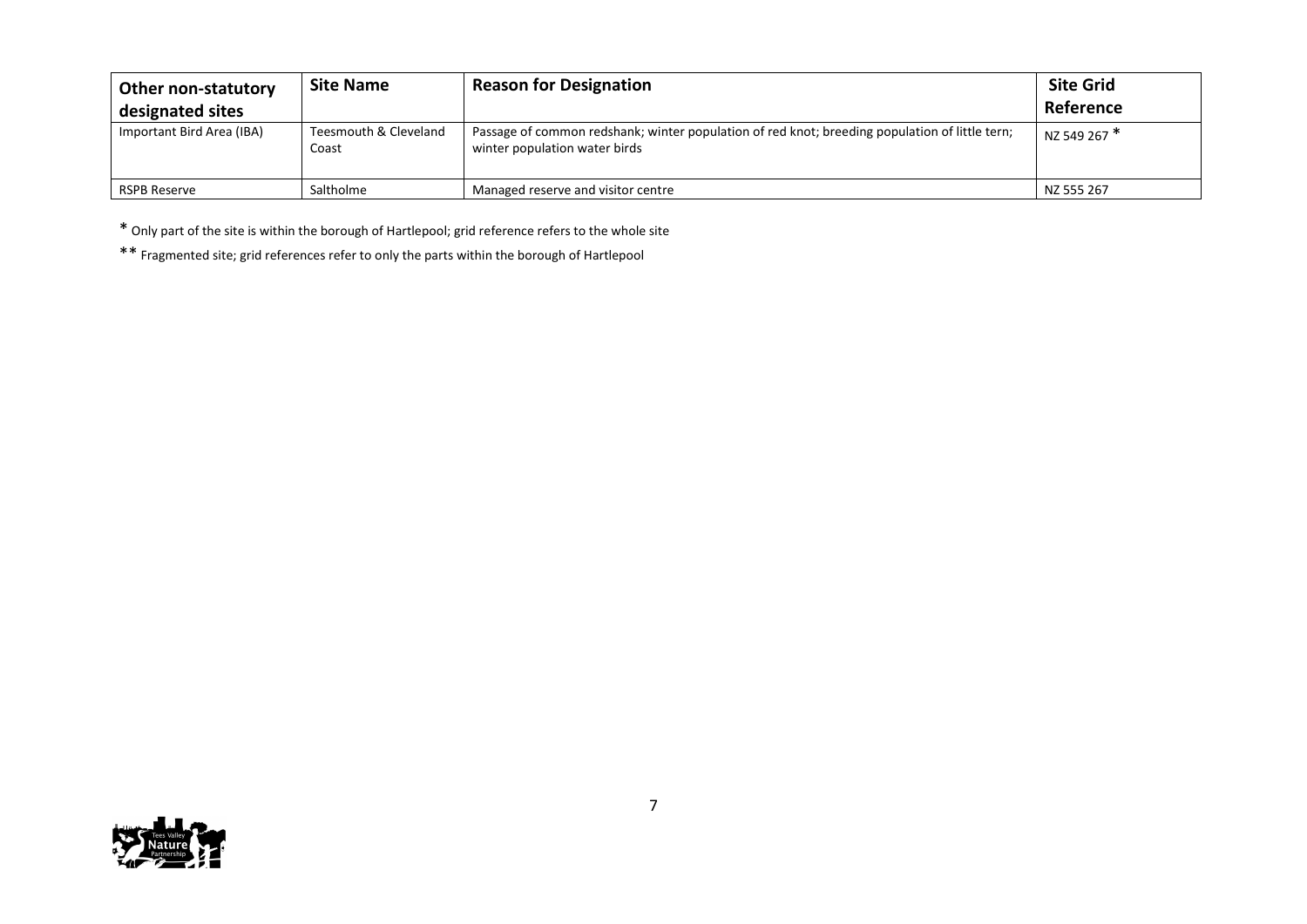| Other non-statutory designated sites | Site Name | Reason for Designation | Site Grid Reference |
|---|---|---|---|
| Important Bird Area (IBA) | Teesmouth & Cleveland Coast | Passage of common redshank; winter population of red knot; breeding population of little tern; winter population water birds | NZ 549 267 * |
| RSPB Reserve | Saltholme | Managed reserve and visitor centre | NZ 555 267 |

* Only part of the site is within the borough of Hartlepool; grid reference refers to the whole site

** Fragmented site; grid references refer to only the parts within the borough of Hartlepool